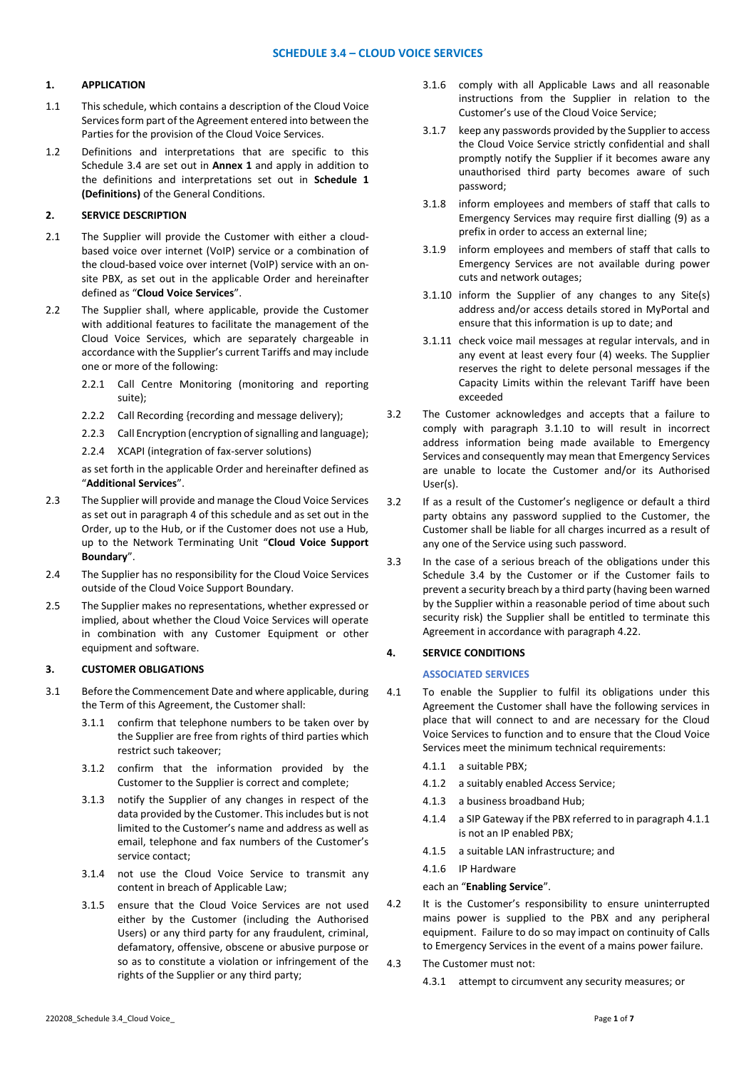# SCHEDULE 3.4 – CLOUD VOICE SERVICES

## 1. APPLICATION

1.1 This schedule, which contains a description of the Cloud Voice Services form part of the Agreement entered into between the Parties for the provision of the Cloud Voice Services.

1.2 Definitions and interpretations that are specific to this Schedule 3.4 are set out in **Annex 1** and apply in addition to the definitions and interpretations set out in **Schedule 1 (Definitions)** of the General Conditions.

## 2. SERVICE DESCRIPTION

2.1 The Supplier will provide the Customer with either a cloud-based voice over internet (VoIP) service or a combination of the cloud-based voice over internet (VoIP) service with an on-site PBX, as set out in the applicable Order and hereinafter defined as "**Cloud Voice Services**".

2.2 The Supplier shall, where applicable, provide the Customer with additional features to facilitate the management of the Cloud Voice Services, which are separately chargeable in accordance with the Supplier's current Tariffs and may include one or more of the following:

2.2.1 Call Centre Monitoring (monitoring and reporting suite);

2.2.2 Call Recording {recording and message delivery);

2.2.3 Call Encryption (encryption of signalling and language);

2.2.4 XCAPI (integration of fax-server solutions)

as set forth in the applicable Order and hereinafter defined as "**Additional Services**".

2.3 The Supplier will provide and manage the Cloud Voice Services as set out in paragraph 4 of this schedule and as set out in the Order, up to the Hub, or if the Customer does not use a Hub, up to the Network Terminating Unit "**Cloud Voice Support Boundary**".

2.4 The Supplier has no responsibility for the Cloud Voice Services outside of the Cloud Voice Support Boundary.

2.5 The Supplier makes no representations, whether expressed or implied, about whether the Cloud Voice Services will operate in combination with any Customer Equipment or other equipment and software.

## 3. CUSTOMER OBLIGATIONS

3.1 Before the Commencement Date and where applicable, during the Term of this Agreement, the Customer shall:

3.1.1 confirm that telephone numbers to be taken over by the Supplier are free from rights of third parties which restrict such takeover;

3.1.2 confirm that the information provided by the Customer to the Supplier is correct and complete;

3.1.3 notify the Supplier of any changes in respect of the data provided by the Customer. This includes but is not limited to the Customer's name and address as well as email, telephone and fax numbers of the Customer's service contact;

3.1.4 not use the Cloud Voice Service to transmit any content in breach of Applicable Law;

3.1.5 ensure that the Cloud Voice Services are not used either by the Customer (including the Authorised Users) or any third party for any fraudulent, criminal, defamatory, offensive, obscene or abusive purpose or so as to constitute a violation or infringement of the rights of the Supplier or any third party;

3.1.6 comply with all Applicable Laws and all reasonable instructions from the Supplier in relation to the Customer's use of the Cloud Voice Service;

3.1.7 keep any passwords provided by the Supplier to access the Cloud Voice Service strictly confidential and shall promptly notify the Supplier if it becomes aware any unauthorised third party becomes aware of such password;

3.1.8 inform employees and members of staff that calls to Emergency Services may require first dialling (9) as a prefix in order to access an external line;

3.1.9 inform employees and members of staff that calls to Emergency Services are not available during power cuts and network outages;

3.1.10 inform the Supplier of any changes to any Site(s) address and/or access details stored in MyPortal and ensure that this information is up to date; and

3.1.11 check voice mail messages at regular intervals, and in any event at least every four (4) weeks. The Supplier reserves the right to delete personal messages if the Capacity Limits within the relevant Tariff have been exceeded

3.2 The Customer acknowledges and accepts that a failure to comply with paragraph 3.1.10 to will result in incorrect address information being made available to Emergency Services and consequently may mean that Emergency Services are unable to locate the Customer and/or its Authorised User(s).

3.2 If as a result of the Customer's negligence or default a third party obtains any password supplied to the Customer, the Customer shall be liable for all charges incurred as a result of any one of the Service using such password.

3.3 In the case of a serious breach of the obligations under this Schedule 3.4 by the Customer or if the Customer fails to prevent a security breach by a third party (having been warned by the Supplier within a reasonable period of time about such security risk) the Supplier shall be entitled to terminate this Agreement in accordance with paragraph 4.22.

## 4. SERVICE CONDITIONS

### ASSOCIATED SERVICES

4.1 To enable the Supplier to fulfil its obligations under this Agreement the Customer shall have the following services in place that will connect to and are necessary for the Cloud Voice Services to function and to ensure that the Cloud Voice Services meet the minimum technical requirements:

4.1.1 a suitable PBX;

4.1.2 a suitably enabled Access Service;

4.1.3 a business broadband Hub;

4.1.4 a SIP Gateway if the PBX referred to in paragraph 4.1.1 is not an IP enabled PBX;

4.1.5 a suitable LAN infrastructure; and

4.1.6 IP Hardware

each an "**Enabling Service**".

4.2 It is the Customer's responsibility to ensure uninterrupted mains power is supplied to the PBX and any peripheral equipment. Failure to do so may impact on continuity of Calls to Emergency Services in the event of a mains power failure.

4.3 The Customer must not:

4.3.1 attempt to circumvent any security measures; or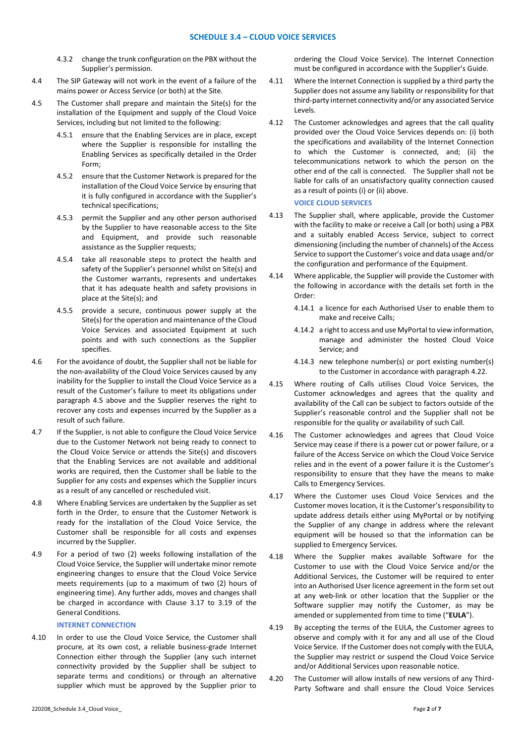4.3.2 change the trunk configuration on the PBX without the Supplier's permission.

4.4 The SIP Gateway will not work in the event of a failure of the mains power or Access Service (or both) at the Site.

4.5 The Customer shall prepare and maintain the Site(s) for the installation of the Equipment and supply of the Cloud Voice Services, including but not limited to the following:

4.5.1 ensure that the Enabling Services are in place, except where the Supplier is responsible for installing the Enabling Services as specifically detailed in the Order Form;

4.5.2 ensure that the Customer Network is prepared for the installation of the Cloud Voice Service by ensuring that it is fully configured in accordance with the Supplier's technical specifications;

4.5.3 permit the Supplier and any other person authorised by the Supplier to have reasonable access to the Site and Equipment, and provide such reasonable assistance as the Supplier requests;

4.5.4 take all reasonable steps to protect the health and safety of the Supplier's personnel whilst on Site(s) and the Customer warrants, represents and undertakes that it has adequate health and safety provisions in place at the Site(s); and

4.5.5 provide a secure, continuous power supply at the Site(s) for the operation and maintenance of the Cloud Voice Services and associated Equipment at such points and with such connections as the Supplier specifies.

4.6 For the avoidance of doubt, the Supplier shall not be liable for the non-availability of the Cloud Voice Services caused by any inability for the Supplier to install the Cloud Voice Service as a result of the Customer's failure to meet its obligations under paragraph 4.5 above and the Supplier reserves the right to recover any costs and expenses incurred by the Supplier as a result of such failure.

4.7 If the Supplier, is not able to configure the Cloud Voice Service due to the Customer Network not being ready to connect to the Cloud Voice Service or attends the Site(s) and discovers that the Enabling Services are not available and additional works are required, then the Customer shall be liable to the Supplier for any costs and expenses which the Supplier incurs as a result of any cancelled or rescheduled visit.

4.8 Where Enabling Services are undertaken by the Supplier as set forth in the Order, to ensure that the Customer Network is ready for the installation of the Cloud Voice Service, the Customer shall be responsible for all costs and expenses incurred by the Supplier.

4.9 For a period of two (2) weeks following installation of the Cloud Voice Service, the Supplier will undertake minor remote engineering changes to ensure that the Cloud Voice Service meets requirements (up to a maximum of two (2) hours of engineering time). Any further adds, moves and changes shall be charged in accordance with Clause 3.17 to 3.19 of the General Conditions.

**INTERNET CONNECTION**

4.10 In order to use the Cloud Voice Service, the Customer shall procure, at its own cost, a reliable business-grade Internet Connection either through the Supplier (any such internet connectivity provided by the Supplier shall be subject to separate terms and conditions) or through an alternative supplier which must be approved by the Supplier prior to ordering the Cloud Voice Service). The Internet Connection must be configured in accordance with the Supplier's Guide.

4.11 Where the Internet Connection is supplied by a third party the Supplier does not assume any liability or responsibility for that third-party internet connectivity and/or any associated Service Levels.

4.12 The Customer acknowledges and agrees that the call quality provided over the Cloud Voice Services depends on: (i) both the specifications and availability of the Internet Connection to which the Customer is connected, and; (ii) the telecommunications network to which the person on the other end of the call is connected. The Supplier shall not be liable for calls of an unsatisfactory quality connection caused as a result of points (i) or (ii) above.

**VOICE CLOUD SERVICES**

4.13 The Supplier shall, where applicable, provide the Customer with the facility to make or receive a Call (or both) using a PBX and a suitably enabled Access Service, subject to correct dimensioning (including the number of channels) of the Access Service to support the Customer's voice and data usage and/or the configuration and performance of the Equipment.

4.14 Where applicable, the Supplier will provide the Customer with the following in accordance with the details set forth in the Order:

4.14.1 a licence for each Authorised User to enable them to make and receive Calls;

4.14.2 a right to access and use MyPortal to view information, manage and administer the hosted Cloud Voice Service; and

4.14.3 new telephone number(s) or port existing number(s) to the Customer in accordance with paragraph 4.22.

4.15 Where routing of Calls utilises Cloud Voice Services, the Customer acknowledges and agrees that the quality and availability of the Call can be subject to factors outside of the Supplier's reasonable control and the Supplier shall not be responsible for the quality or availability of such Call.

4.16 The Customer acknowledges and agrees that Cloud Voice Service may cease if there is a power cut or power failure, or a failure of the Access Service on which the Cloud Voice Service relies and in the event of a power failure it is the Customer's responsibility to ensure that they have the means to make Calls to Emergency Services.

4.17 Where the Customer uses Cloud Voice Services and the Customer moves location, it is the Customer's responsibility to update address details either using MyPortal or by notifying the Supplier of any change in address where the relevant equipment will be housed so that the information can be supplied to Emergency Services.

4.18 Where the Supplier makes available Software for the Customer to use with the Cloud Voice Service and/or the Additional Services, the Customer will be required to enter into an Authorised User licence agreement in the form set out at any web-link or other location that the Supplier or the Software supplier may notify the Customer, as may be amended or supplemented from time to time ("**EULA**").

4.19 By accepting the terms of the EULA, the Customer agrees to observe and comply with it for any and all use of the Cloud Voice Service. If the Customer does not comply with the EULA, the Supplier may restrict or suspend the Cloud Voice Service and/or Additional Services upon reasonable notice.

4.20 The Customer will allow installs of new versions of any Third-Party Software and shall ensure the Cloud Voice Services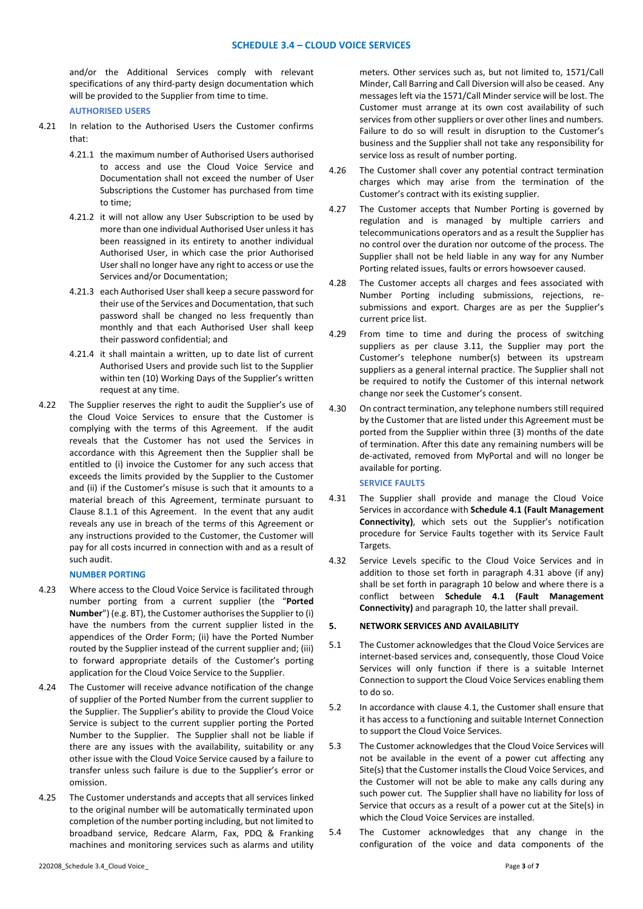and/or the Additional Services comply with relevant specifications of any third-party design documentation which will be provided to the Supplier from time to time.

**AUTHORISED USERS**

4.21 In relation to the Authorised Users the Customer confirms that:

4.21.1 the maximum number of Authorised Users authorised to access and use the Cloud Voice Service and Documentation shall not exceed the number of User Subscriptions the Customer has purchased from time to time;

4.21.2 it will not allow any User Subscription to be used by more than one individual Authorised User unless it has been reassigned in its entirety to another individual Authorised User, in which case the prior Authorised User shall no longer have any right to access or use the Services and/or Documentation;

4.21.3 each Authorised User shall keep a secure password for their use of the Services and Documentation, that such password shall be changed no less frequently than monthly and that each Authorised User shall keep their password confidential; and

4.21.4 it shall maintain a written, up to date list of current Authorised Users and provide such list to the Supplier within ten (10) Working Days of the Supplier's written request at any time.

4.22 The Supplier reserves the right to audit the Supplier's use of the Cloud Voice Services to ensure that the Customer is complying with the terms of this Agreement. If the audit reveals that the Customer has not used the Services in accordance with this Agreement then the Supplier shall be entitled to (i) invoice the Customer for any such access that exceeds the limits provided by the Supplier to the Customer and (ii) if the Customer's misuse is such that it amounts to a material breach of this Agreement, terminate pursuant to Clause 8.1.1 of this Agreement. In the event that any audit reveals any use in breach of the terms of this Agreement or any instructions provided to the Customer, the Customer will pay for all costs incurred in connection with and as a result of such audit.

**NUMBER PORTING**

4.23 Where access to the Cloud Voice Service is facilitated through number porting from a current supplier (the "**Ported Number**") (e.g. BT), the Customer authorises the Supplier to (i) have the numbers from the current supplier listed in the appendices of the Order Form; (ii) have the Ported Number routed by the Supplier instead of the current supplier and; (iii) to forward appropriate details of the Customer's porting application for the Cloud Voice Service to the Supplier.

4.24 The Customer will receive advance notification of the change of supplier of the Ported Number from the current supplier to the Supplier. The Supplier's ability to provide the Cloud Voice Service is subject to the current supplier porting the Ported Number to the Supplier. The Supplier shall not be liable if there are any issues with the availability, suitability or any other issue with the Cloud Voice Service caused by a failure to transfer unless such failure is due to the Supplier's error or omission.

4.25 The Customer understands and accepts that all services linked to the original number will be automatically terminated upon completion of the number porting including, but not limited to broadband service, Redcare Alarm, Fax, PDQ & Franking machines and monitoring services such as alarms and utility meters. Other services such as, but not limited to, 1571/Call Minder, Call Barring and Call Diversion will also be ceased. Any messages left via the 1571/Call Minder service will be lost. The Customer must arrange at its own cost availability of such services from other suppliers or over other lines and numbers. Failure to do so will result in disruption to the Customer's business and the Supplier shall not take any responsibility for service loss as result of number porting.

4.26 The Customer shall cover any potential contract termination charges which may arise from the termination of the Customer's contract with its existing supplier.

4.27 The Customer accepts that Number Porting is governed by regulation and is managed by multiple carriers and telecommunications operators and as a result the Supplier has no control over the duration nor outcome of the process. The Supplier shall not be held liable in any way for any Number Porting related issues, faults or errors howsoever caused.

4.28 The Customer accepts all charges and fees associated with Number Porting including submissions, rejections, re-submissions and export. Charges are as per the Supplier's current price list.

4.29 From time to time and during the process of switching suppliers as per clause 3.11, the Supplier may port the Customer's telephone number(s) between its upstream suppliers as a general internal practice. The Supplier shall not be required to notify the Customer of this internal network change nor seek the Customer's consent.

4.30 On contract termination, any telephone numbers still required by the Customer that are listed under this Agreement must be ported from the Supplier within three (3) months of the date of termination. After this date any remaining numbers will be de-activated, removed from MyPortal and will no longer be available for porting.

**SERVICE FAULTS**

4.31 The Supplier shall provide and manage the Cloud Voice Services in accordance with **Schedule 4.1 (Fault Management Connectivity)**, which sets out the Supplier's notification procedure for Service Faults together with its Service Fault Targets.

4.32 Service Levels specific to the Cloud Voice Services and in addition to those set forth in paragraph 4.31 above (if any) shall be set forth in paragraph 10 below and where there is a conflict between **Schedule 4.1 (Fault Management Connectivity)** and paragraph 10, the latter shall prevail.

## 5. NETWORK SERVICES AND AVAILABILITY

5.1 The Customer acknowledges that the Cloud Voice Services are internet-based services and, consequently, those Cloud Voice Services will only function if there is a suitable Internet Connection to support the Cloud Voice Services enabling them to do so.

5.2 In accordance with clause 4.1, the Customer shall ensure that it has access to a functioning and suitable Internet Connection to support the Cloud Voice Services.

5.3 The Customer acknowledges that the Cloud Voice Services will not be available in the event of a power cut affecting any Site(s) that the Customer installs the Cloud Voice Services, and the Customer will not be able to make any calls during any such power cut. The Supplier shall have no liability for loss of Service that occurs as a result of a power cut at the Site(s) in which the Cloud Voice Services are installed.

5.4 The Customer acknowledges that any change in the configuration of the voice and data components of the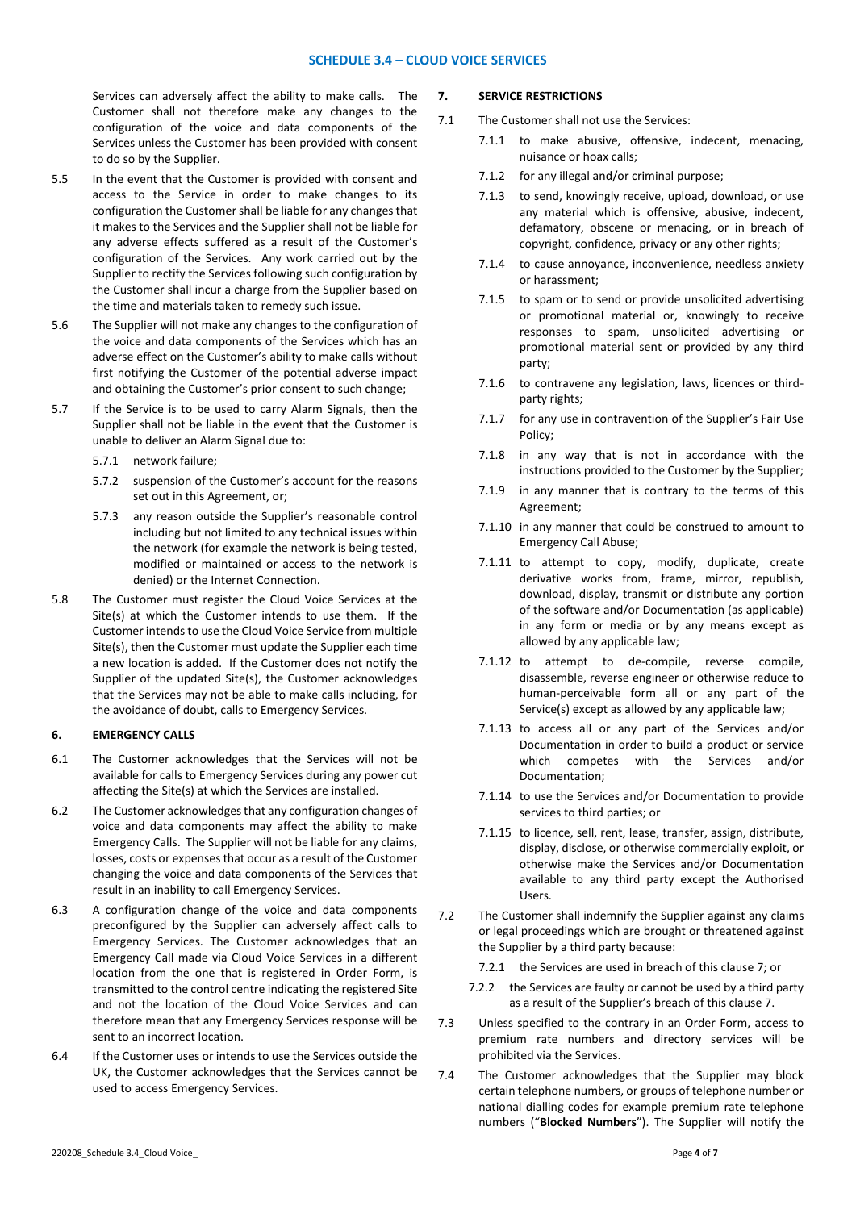Services can adversely affect the ability to make calls. The Customer shall not therefore make any changes to the configuration of the voice and data components of the Services unless the Customer has been provided with consent to do so by the Supplier.

5.5 In the event that the Customer is provided with consent and access to the Service in order to make changes to its configuration the Customer shall be liable for any changes that it makes to the Services and the Supplier shall not be liable for any adverse effects suffered as a result of the Customer's configuration of the Services. Any work carried out by the Supplier to rectify the Services following such configuration by the Customer shall incur a charge from the Supplier based on the time and materials taken to remedy such issue.

5.6 The Supplier will not make any changes to the configuration of the voice and data components of the Services which has an adverse effect on the Customer's ability to make calls without first notifying the Customer of the potential adverse impact and obtaining the Customer's prior consent to such change;

5.7 If the Service is to be used to carry Alarm Signals, then the Supplier shall not be liable in the event that the Customer is unable to deliver an Alarm Signal due to:

5.7.1 network failure;

5.7.2 suspension of the Customer's account for the reasons set out in this Agreement, or;

5.7.3 any reason outside the Supplier's reasonable control including but not limited to any technical issues within the network (for example the network is being tested, modified or maintained or access to the network is denied) or the Internet Connection.

5.8 The Customer must register the Cloud Voice Services at the Site(s) at which the Customer intends to use them. If the Customer intends to use the Cloud Voice Service from multiple Site(s), then the Customer must update the Supplier each time a new location is added. If the Customer does not notify the Supplier of the updated Site(s), the Customer acknowledges that the Services may not be able to make calls including, for the avoidance of doubt, calls to Emergency Services.

## 6. EMERGENCY CALLS

6.1 The Customer acknowledges that the Services will not be available for calls to Emergency Services during any power cut affecting the Site(s) at which the Services are installed.

6.2 The Customer acknowledges that any configuration changes of voice and data components may affect the ability to make Emergency Calls. The Supplier will not be liable for any claims, losses, costs or expenses that occur as a result of the Customer changing the voice and data components of the Services that result in an inability to call Emergency Services.

6.3 A configuration change of the voice and data components preconfigured by the Supplier can adversely affect calls to Emergency Services. The Customer acknowledges that an Emergency Call made via Cloud Voice Services in a different location from the one that is registered in Order Form, is transmitted to the control centre indicating the registered Site and not the location of the Cloud Voice Services and can therefore mean that any Emergency Services response will be sent to an incorrect location.

6.4 If the Customer uses or intends to use the Services outside the UK, the Customer acknowledges that the Services cannot be used to access Emergency Services.

## 7. SERVICE RESTRICTIONS

7.1 The Customer shall not use the Services:

7.1.1 to make abusive, offensive, indecent, menacing, nuisance or hoax calls;

7.1.2 for any illegal and/or criminal purpose;

7.1.3 to send, knowingly receive, upload, download, or use any material which is offensive, abusive, indecent, defamatory, obscene or menacing, or in breach of copyright, confidence, privacy or any other rights;

7.1.4 to cause annoyance, inconvenience, needless anxiety or harassment;

7.1.5 to spam or to send or provide unsolicited advertising or promotional material or, knowingly to receive responses to spam, unsolicited advertising or promotional material sent or provided by any third party;

7.1.6 to contravene any legislation, laws, licences or third-party rights;

7.1.7 for any use in contravention of the Supplier's Fair Use Policy;

7.1.8 in any way that is not in accordance with the instructions provided to the Customer by the Supplier;

7.1.9 in any manner that is contrary to the terms of this Agreement;

7.1.10 in any manner that could be construed to amount to Emergency Call Abuse;

7.1.11 to attempt to copy, modify, duplicate, create derivative works from, frame, mirror, republish, download, display, transmit or distribute any portion of the software and/or Documentation (as applicable) in any form or media or by any means except as allowed by any applicable law;

7.1.12 to attempt to de-compile, reverse compile, disassemble, reverse engineer or otherwise reduce to human-perceivable form all or any part of the Service(s) except as allowed by any applicable law;

7.1.13 to access all or any part of the Services and/or Documentation in order to build a product or service which competes with the Services and/or Documentation;

7.1.14 to use the Services and/or Documentation to provide services to third parties; or

7.1.15 to licence, sell, rent, lease, transfer, assign, distribute, display, disclose, or otherwise commercially exploit, or otherwise make the Services and/or Documentation available to any third party except the Authorised Users.

7.2 The Customer shall indemnify the Supplier against any claims or legal proceedings which are brought or threatened against the Supplier by a third party because:

7.2.1 the Services are used in breach of this clause 7; or

7.2.2 the Services are faulty or cannot be used by a third party as a result of the Supplier's breach of this clause 7.

7.3 Unless specified to the contrary in an Order Form, access to premium rate numbers and directory services will be prohibited via the Services.

7.4 The Customer acknowledges that the Supplier may block certain telephone numbers, or groups of telephone number or national dialling codes for example premium rate telephone numbers ("**Blocked Numbers**"). The Supplier will notify the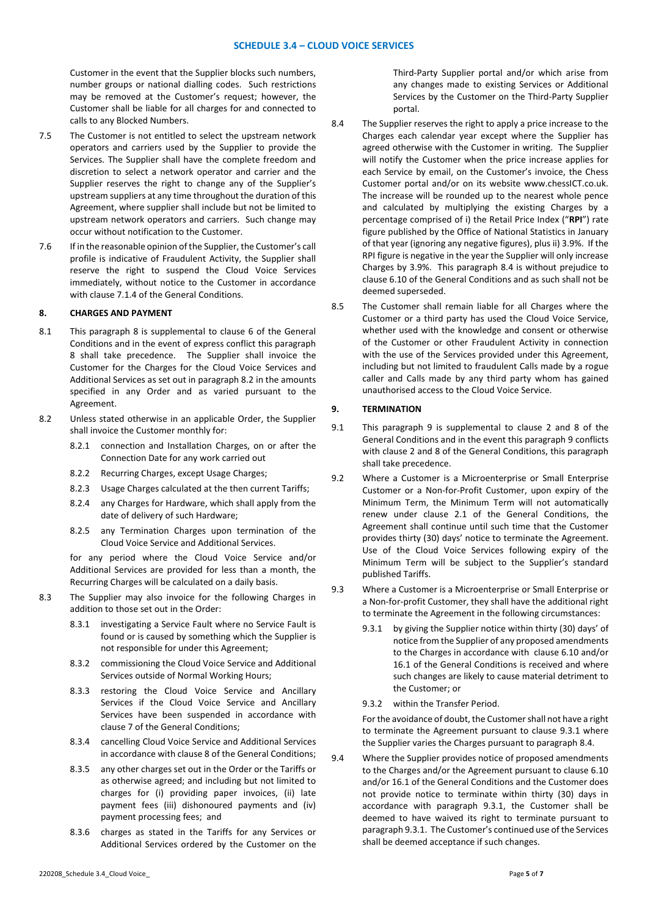Customer in the event that the Supplier blocks such numbers, number groups or national dialling codes. Such restrictions may be removed at the Customer's request; however, the Customer shall be liable for all charges for and connected to calls to any Blocked Numbers.

7.5 The Customer is not entitled to select the upstream network operators and carriers used by the Supplier to provide the Services. The Supplier shall have the complete freedom and discretion to select a network operator and carrier and the Supplier reserves the right to change any of the Supplier's upstream suppliers at any time throughout the duration of this Agreement, where supplier shall include but not be limited to upstream network operators and carriers. Such change may occur without notification to the Customer.

7.6 If in the reasonable opinion of the Supplier, the Customer's call profile is indicative of Fraudulent Activity, the Supplier shall reserve the right to suspend the Cloud Voice Services immediately, without notice to the Customer in accordance with clause 7.1.4 of the General Conditions.

## 8. CHARGES AND PAYMENT

8.1 This paragraph 8 is supplemental to clause 6 of the General Conditions and in the event of express conflict this paragraph 8 shall take precedence. The Supplier shall invoice the Customer for the Charges for the Cloud Voice Services and Additional Services as set out in paragraph 8.2 in the amounts specified in any Order and as varied pursuant to the Agreement.

8.2 Unless stated otherwise in an applicable Order, the Supplier shall invoice the Customer monthly for:

8.2.1 connection and Installation Charges, on or after the Connection Date for any work carried out

8.2.2 Recurring Charges, except Usage Charges;

8.2.3 Usage Charges calculated at the then current Tariffs;

8.2.4 any Charges for Hardware, which shall apply from the date of delivery of such Hardware;

8.2.5 any Termination Charges upon termination of the Cloud Voice Service and Additional Services.

for any period where the Cloud Voice Service and/or Additional Services are provided for less than a month, the Recurring Charges will be calculated on a daily basis.

8.3 The Supplier may also invoice for the following Charges in addition to those set out in the Order:

8.3.1 investigating a Service Fault where no Service Fault is found or is caused by something which the Supplier is not responsible for under this Agreement;

8.3.2 commissioning the Cloud Voice Service and Additional Services outside of Normal Working Hours;

8.3.3 restoring the Cloud Voice Service and Ancillary Services if the Cloud Voice Service and Ancillary Services have been suspended in accordance with clause 7 of the General Conditions;

8.3.4 cancelling Cloud Voice Service and Additional Services in accordance with clause 8 of the General Conditions;

8.3.5 any other charges set out in the Order or the Tariffs or as otherwise agreed; and including but not limited to charges for (i) providing paper invoices, (ii) late payment fees (iii) dishonoured payments and (iv) payment processing fees; and

8.3.6 charges as stated in the Tariffs for any Services or Additional Services ordered by the Customer on the Third-Party Supplier portal and/or which arise from any changes made to existing Services or Additional Services by the Customer on the Third-Party Supplier portal.

8.4 The Supplier reserves the right to apply a price increase to the Charges each calendar year except where the Supplier has agreed otherwise with the Customer in writing. The Supplier will notify the Customer when the price increase applies for each Service by email, on the Customer's invoice, the Chess Customer portal and/or on its website www.chessICT.co.uk. The increase will be rounded up to the nearest whole pence and calculated by multiplying the existing Charges by a percentage comprised of i) the Retail Price Index ("**RPI**") rate figure published by the Office of National Statistics in January of that year (ignoring any negative figures), plus ii) 3.9%. If the RPI figure is negative in the year the Supplier will only increase Charges by 3.9%. This paragraph 8.4 is without prejudice to clause 6.10 of the General Conditions and as such shall not be deemed superseded.

8.5 The Customer shall remain liable for all Charges where the Customer or a third party has used the Cloud Voice Service, whether used with the knowledge and consent or otherwise of the Customer or other Fraudulent Activity in connection with the use of the Services provided under this Agreement, including but not limited to fraudulent Calls made by a rogue caller and Calls made by any third party whom has gained unauthorised access to the Cloud Voice Service.

## 9. TERMINATION

9.1 This paragraph 9 is supplemental to clause 2 and 8 of the General Conditions and in the event this paragraph 9 conflicts with clause 2 and 8 of the General Conditions, this paragraph shall take precedence.

9.2 Where a Customer is a Microenterprise or Small Enterprise Customer or a Non-for-Profit Customer, upon expiry of the Minimum Term, the Minimum Term will not automatically renew under clause 2.1 of the General Conditions, the Agreement shall continue until such time that the Customer provides thirty (30) days' notice to terminate the Agreement. Use of the Cloud Voice Services following expiry of the Minimum Term will be subject to the Supplier's standard published Tariffs.

9.3 Where a Customer is a Microenterprise or Small Enterprise or a Non-for-profit Customer, they shall have the additional right to terminate the Agreement in the following circumstances:

9.3.1 by giving the Supplier notice within thirty (30) days' of notice from the Supplier of any proposed amendments to the Charges in accordance with clause 6.10 and/or 16.1 of the General Conditions is received and where such changes are likely to cause material detriment to the Customer; or

9.3.2 within the Transfer Period.

For the avoidance of doubt, the Customer shall not have a right to terminate the Agreement pursuant to clause 9.3.1 where the Supplier varies the Charges pursuant to paragraph 8.4.

9.4 Where the Supplier provides notice of proposed amendments to the Charges and/or the Agreement pursuant to clause 6.10 and/or 16.1 of the General Conditions and the Customer does not provide notice to terminate within thirty (30) days in accordance with paragraph 9.3.1, the Customer shall be deemed to have waived its right to terminate pursuant to paragraph 9.3.1. The Customer's continued use of the Services shall be deemed acceptance if such changes.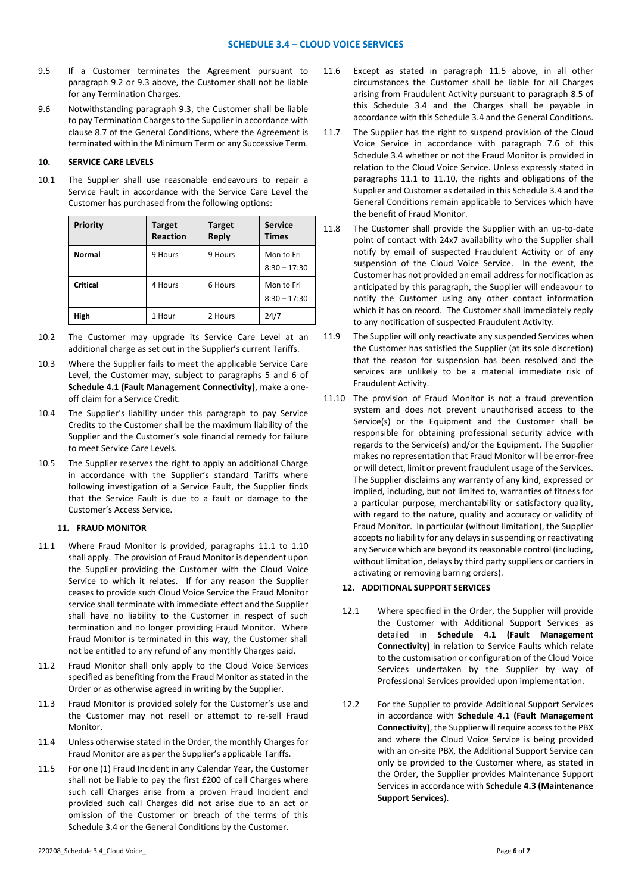9.5 If a Customer terminates the Agreement pursuant to paragraph 9.2 or 9.3 above, the Customer shall not be liable for any Termination Charges.

9.6 Notwithstanding paragraph 9.3, the Customer shall be liable to pay Termination Charges to the Supplier in accordance with clause 8.7 of the General Conditions, where the Agreement is terminated within the Minimum Term or any Successive Term.

## 10. SERVICE CARE LEVELS

10.1 The Supplier shall use reasonable endeavours to repair a Service Fault in accordance with the Service Care Level the Customer has purchased from the following options:

| Priority | Target Reaction | Target Reply | Service Times |
|---|---|---|---|
| **Normal** | 9 Hours | 9 Hours | Mon to Fri 8:30 – 17:30 |
| **Critical** | 4 Hours | 6 Hours | Mon to Fri 8:30 – 17:30 |
| **High** | 1 Hour | 2 Hours | 24/7 |

10.2 The Customer may upgrade its Service Care Level at an additional charge as set out in the Supplier's current Tariffs.

10.3 Where the Supplier fails to meet the applicable Service Care Level, the Customer may, subject to paragraphs 5 and 6 of **Schedule 4.1 (Fault Management Connectivity)**, make a one-off claim for a Service Credit.

10.4 The Supplier's liability under this paragraph to pay Service Credits to the Customer shall be the maximum liability of the Supplier and the Customer's sole financial remedy for failure to meet Service Care Levels.

10.5 The Supplier reserves the right to apply an additional Charge in accordance with the Supplier's standard Tariffs where following investigation of a Service Fault, the Supplier finds that the Service Fault is due to a fault or damage to the Customer's Access Service.

## 11. FRAUD MONITOR

11.1 Where Fraud Monitor is provided, paragraphs 11.1 to 1.10 shall apply. The provision of Fraud Monitor is dependent upon the Supplier providing the Customer with the Cloud Voice Service to which it relates. If for any reason the Supplier ceases to provide such Cloud Voice Service the Fraud Monitor service shall terminate with immediate effect and the Supplier shall have no liability to the Customer in respect of such termination and no longer providing Fraud Monitor. Where Fraud Monitor is terminated in this way, the Customer shall not be entitled to any refund of any monthly Charges paid.

11.2 Fraud Monitor shall only apply to the Cloud Voice Services specified as benefiting from the Fraud Monitor as stated in the Order or as otherwise agreed in writing by the Supplier.

11.3 Fraud Monitor is provided solely for the Customer's use and the Customer may not resell or attempt to re-sell Fraud Monitor.

11.4 Unless otherwise stated in the Order, the monthly Charges for Fraud Monitor are as per the Supplier's applicable Tariffs.

11.5 For one (1) Fraud Incident in any Calendar Year, the Customer shall not be liable to pay the first £200 of call Charges where such call Charges arise from a proven Fraud Incident and provided such call Charges did not arise due to an act or omission of the Customer or breach of the terms of this Schedule 3.4 or the General Conditions by the Customer.

11.6 Except as stated in paragraph 11.5 above, in all other circumstances the Customer shall be liable for all Charges arising from Fraudulent Activity pursuant to paragraph 8.5 of this Schedule 3.4 and the Charges shall be payable in accordance with this Schedule 3.4 and the General Conditions.

11.7 The Supplier has the right to suspend provision of the Cloud Voice Service in accordance with paragraph 7.6 of this Schedule 3.4 whether or not the Fraud Monitor is provided in relation to the Cloud Voice Service. Unless expressly stated in paragraphs 11.1 to 11.10, the rights and obligations of the Supplier and Customer as detailed in this Schedule 3.4 and the General Conditions remain applicable to Services which have the benefit of Fraud Monitor.

11.8 The Customer shall provide the Supplier with an up-to-date point of contact with 24x7 availability who the Supplier shall notify by email of suspected Fraudulent Activity or of any suspension of the Cloud Voice Service. In the event, the Customer has not provided an email address for notification as anticipated by this paragraph, the Supplier will endeavour to notify the Customer using any other contact information which it has on record. The Customer shall immediately reply to any notification of suspected Fraudulent Activity.

11.9 The Supplier will only reactivate any suspended Services when the Customer has satisfied the Supplier (at its sole discretion) that the reason for suspension has been resolved and the services are unlikely to be a material immediate risk of Fraudulent Activity.

11.10 The provision of Fraud Monitor is not a fraud prevention system and does not prevent unauthorised access to the Service(s) or the Equipment and the Customer shall be responsible for obtaining professional security advice with regards to the Service(s) and/or the Equipment. The Supplier makes no representation that Fraud Monitor will be error-free or will detect, limit or prevent fraudulent usage of the Services. The Supplier disclaims any warranty of any kind, expressed or implied, including, but not limited to, warranties of fitness for a particular purpose, merchantability or satisfactory quality, with regard to the nature, quality and accuracy or validity of Fraud Monitor. In particular (without limitation), the Supplier accepts no liability for any delays in suspending or reactivating any Service which are beyond its reasonable control (including, without limitation, delays by third party suppliers or carriers in activating or removing barring orders).

## 12. ADDITIONAL SUPPORT SERVICES

12.1 Where specified in the Order, the Supplier will provide the Customer with Additional Support Services as detailed in **Schedule 4.1 (Fault Management Connectivity)** in relation to Service Faults which relate to the customisation or configuration of the Cloud Voice Services undertaken by the Supplier by way of Professional Services provided upon implementation.

12.2 For the Supplier to provide Additional Support Services in accordance with **Schedule 4.1 (Fault Management Connectivity)**, the Supplier will require access to the PBX and where the Cloud Voice Service is being provided with an on-site PBX, the Additional Support Service can only be provided to the Customer where, as stated in the Order, the Supplier provides Maintenance Support Services in accordance with **Schedule 4.3 (Maintenance Support Services**).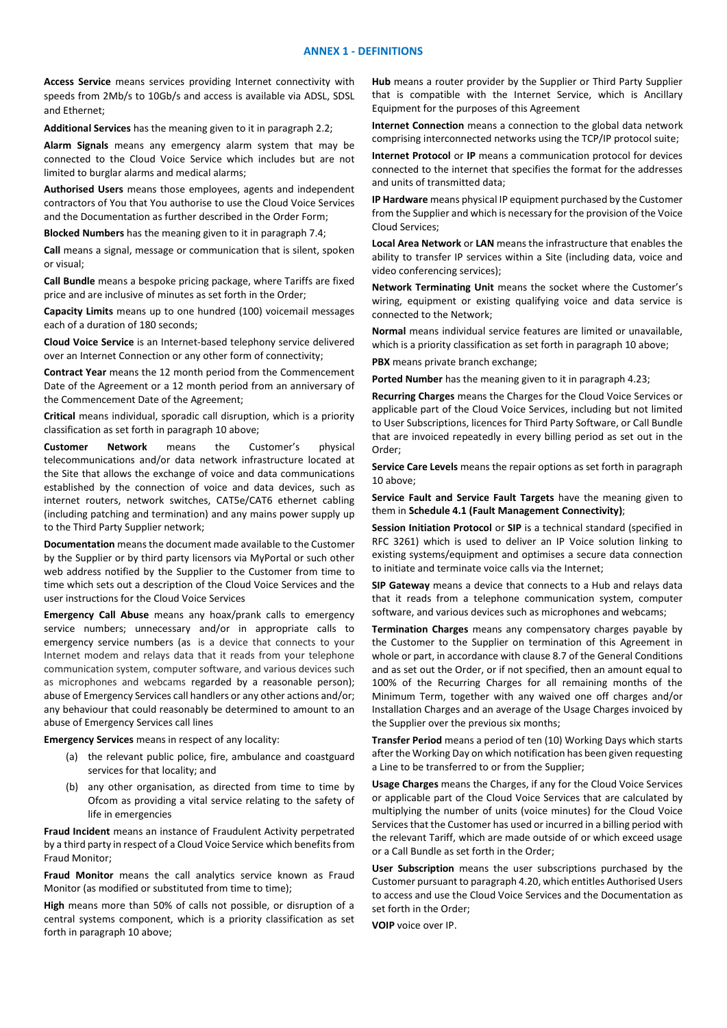## ANNEX 1 - DEFINITIONS

**Access Service** means services providing Internet connectivity with speeds from 2Mb/s to 10Gb/s and access is available via ADSL, SDSL and Ethernet;

**Additional Services** has the meaning given to it in paragraph 2.2;

**Alarm Signals** means any emergency alarm system that may be connected to the Cloud Voice Service which includes but are not limited to burglar alarms and medical alarms;

**Authorised Users** means those employees, agents and independent contractors of You that You authorise to use the Cloud Voice Services and the Documentation as further described in the Order Form;

**Blocked Numbers** has the meaning given to it in paragraph 7.4;

**Call** means a signal, message or communication that is silent, spoken or visual;

**Call Bundle** means a bespoke pricing package, where Tariffs are fixed price and are inclusive of minutes as set forth in the Order;

**Capacity Limits** means up to one hundred (100) voicemail messages each of a duration of 180 seconds;

**Cloud Voice Service** is an Internet-based telephony service delivered over an Internet Connection or any other form of connectivity;

**Contract Year** means the 12 month period from the Commencement Date of the Agreement or a 12 month period from an anniversary of the Commencement Date of the Agreement;

**Critical** means individual, sporadic call disruption, which is a priority classification as set forth in paragraph 10 above;

**Customer Network** means the Customer's physical telecommunications and/or data network infrastructure located at the Site that allows the exchange of voice and data communications established by the connection of voice and data devices, such as internet routers, network switches, CAT5e/CAT6 ethernet cabling (including patching and termination) and any mains power supply up to the Third Party Supplier network;

**Documentation** means the document made available to the Customer by the Supplier or by third party licensors via MyPortal or such other web address notified by the Supplier to the Customer from time to time which sets out a description of the Cloud Voice Services and the user instructions for the Cloud Voice Services

**Emergency Call Abuse** means any hoax/prank calls to emergency service numbers; unnecessary and/or in appropriate calls to emergency service numbers (as is a device that connects to your Internet modem and relays data that it reads from your telephone communication system, computer software, and various devices such as microphones and webcams regarded by a reasonable person); abuse of Emergency Services call handlers or any other actions and/or; any behaviour that could reasonably be determined to amount to an abuse of Emergency Services call lines

**Emergency Services** means in respect of any locality:

(a) the relevant public police, fire, ambulance and coastguard services for that locality; and

(b) any other organisation, as directed from time to time by Ofcom as providing a vital service relating to the safety of life in emergencies

**Fraud Incident** means an instance of Fraudulent Activity perpetrated by a third party in respect of a Cloud Voice Service which benefits from Fraud Monitor;

**Fraud Monitor** means the call analytics service known as Fraud Monitor (as modified or substituted from time to time);

**High** means more than 50% of calls not possible, or disruption of a central systems component, which is a priority classification as set forth in paragraph 10 above;

**Hub** means a router provider by the Supplier or Third Party Supplier that is compatible with the Internet Service, which is Ancillary Equipment for the purposes of this Agreement

**Internet Connection** means a connection to the global data network comprising interconnected networks using the TCP/IP protocol suite;

**Internet Protocol** or **IP** means a communication protocol for devices connected to the internet that specifies the format for the addresses and units of transmitted data;

**IP Hardware** means physical IP equipment purchased by the Customer from the Supplier and which is necessary for the provision of the Voice Cloud Services;

**Local Area Network** or **LAN** means the infrastructure that enables the ability to transfer IP services within a Site (including data, voice and video conferencing services);

**Network Terminating Unit** means the socket where the Customer's wiring, equipment or existing qualifying voice and data service is connected to the Network;

**Normal** means individual service features are limited or unavailable, which is a priority classification as set forth in paragraph 10 above;

**PBX** means private branch exchange;

**Ported Number** has the meaning given to it in paragraph 4.23;

**Recurring Charges** means the Charges for the Cloud Voice Services or applicable part of the Cloud Voice Services, including but not limited to User Subscriptions, licences for Third Party Software, or Call Bundle that are invoiced repeatedly in every billing period as set out in the Order;

**Service Care Levels** means the repair options as set forth in paragraph 10 above;

**Service Fault and Service Fault Targets** have the meaning given to them in **Schedule 4.1 (Fault Management Connectivity)**;

**Session Initiation Protocol** or **SIP** is a technical standard (specified in RFC 3261) which is used to deliver an IP Voice solution linking to existing systems/equipment and optimises a secure data connection to initiate and terminate voice calls via the Internet;

**SIP Gateway** means a device that connects to a Hub and relays data that it reads from a telephone communication system, computer software, and various devices such as microphones and webcams;

**Termination Charges** means any compensatory charges payable by the Customer to the Supplier on termination of this Agreement in whole or part, in accordance with clause 8.7 of the General Conditions and as set out the Order, or if not specified, then an amount equal to 100% of the Recurring Charges for all remaining months of the Minimum Term, together with any waived one off charges and/or Installation Charges and an average of the Usage Charges invoiced by the Supplier over the previous six months;

**Transfer Period** means a period of ten (10) Working Days which starts after the Working Day on which notification has been given requesting a Line to be transferred to or from the Supplier;

**Usage Charges** means the Charges, if any for the Cloud Voice Services or applicable part of the Cloud Voice Services that are calculated by multiplying the number of units (voice minutes) for the Cloud Voice Services that the Customer has used or incurred in a billing period with the relevant Tariff, which are made outside of or which exceed usage or a Call Bundle as set forth in the Order;

**User Subscription** means the user subscriptions purchased by the Customer pursuant to paragraph 4.20, which entitles Authorised Users to access and use the Cloud Voice Services and the Documentation as set forth in the Order;

**VOIP** voice over IP.